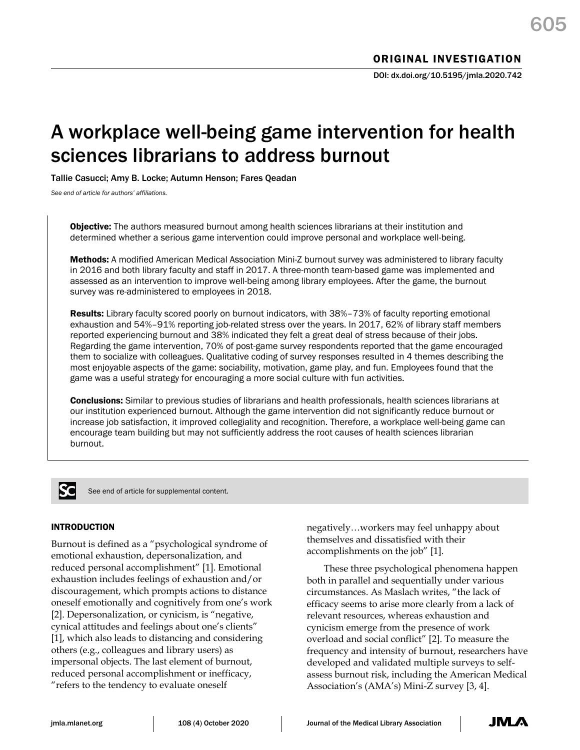ORIGINAL INVESTIGATION

DOI: dx.doi.org/10.5195/jmla.2020.742

# A workplace well-being game intervention for health sciences librarians to address burnout

Tallie Casucci; Amy B. Locke; Autumn Henson; Fares Qeadan

*See end of article for authors' affiliations.*

**Objective:** The authors measured burnout among health sciences librarians at their institution and determined whether a serious game intervention could improve personal and workplace well-being.

**Methods:** A modified American Medical Association Mini-Z burnout survey was administered to library faculty in 2016 and both library faculty and staff in 2017. A three-month team-based game was implemented and assessed as an intervention to improve well-being among library employees. After the game, the burnout survey was re-administered to employees in 2018.

**Results:** Library faculty scored poorly on burnout indicators, with 38%–73% of faculty reporting emotional exhaustion and 54%–91% reporting job-related stress over the years. In 2017, 62% of library staff members reported experiencing burnout and 38% indicated they felt a great deal of stress because of their jobs. Regarding the game intervention, 70% of post-game survey respondents reported that the game encouraged them to socialize with colleagues. Qualitative coding of survey responses resulted in 4 themes describing the most enjoyable aspects of the game: sociability, motivation, game play, and fun. Employees found that the game was a useful strategy for encouraging a more social culture with fun activities.

**Conclusions:** Similar to previous studies of librarians and health professionals, health sciences librarians at our institution experienced burnout. Although the game intervention did not significantly reduce burnout or increase job satisfaction, it improved collegiality and recognition. Therefore, a workplace well-being game can encourage team building but may not sufficiently address the root causes of health sciences librarian burnout.

See end of article for supplemental content.

## INTRODUCTION

Burnout is defined as a "psychological syndrome of emotional exhaustion, depersonalization, and reduced personal accomplishment" [1]. Emotional exhaustion includes feelings of exhaustion and/or discouragement, which prompts actions to distance oneself emotionally and cognitively from one's work [2]. Depersonalization, or cynicism, is "negative, cynical attitudes and feelings about one's clients" [1], which also leads to distancing and considering others (e.g., colleagues and library users) as impersonal objects. The last element of burnout, reduced personal accomplishment or inefficacy, "refers to the tendency to evaluate oneself negatively…workers may feel unhappy about themselves and dissatisfied with their accomplishments on the job" [1].

These three psychological phenomena happen both in parallel and sequentially under various circumstances. As Maslach writes, "the lack of efficacy seems to arise more clearly from a lack of relevant resources, whereas exhaustion and cynicism emerge from the presence of work overload and social conflict" [2]. To measure the frequency and intensity of burnout, researchers have developed and validated multiple surveys to self-assess burnout risk, including the American Medical Association's (AMA's) Mini-Z survey [3, 4].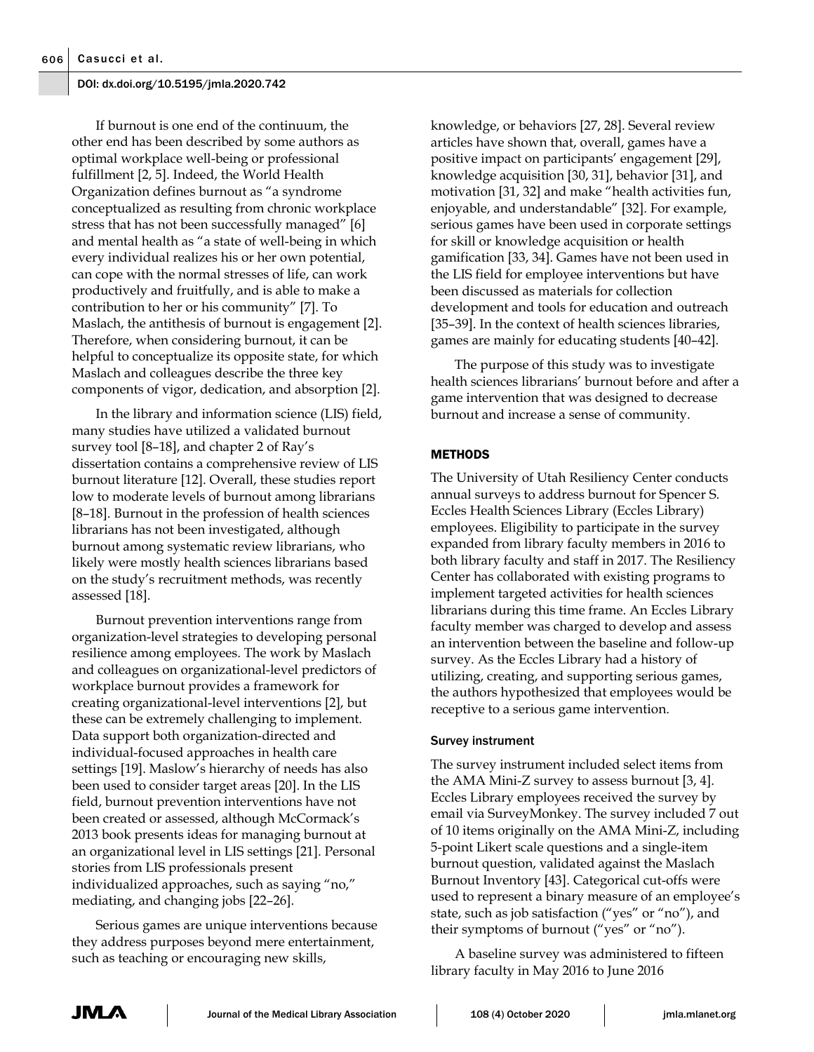If burnout is one end of the continuum, the other end has been described by some authors as optimal workplace well-being or professional fulfillment [2, 5]. Indeed, the World Health Organization defines burnout as "a syndrome conceptualized as resulting from chronic workplace stress that has not been successfully managed" [6] and mental health as "a state of well-being in which every individual realizes his or her own potential, can cope with the normal stresses of life, can work productively and fruitfully, and is able to make a contribution to her or his community" [7]. To Maslach, the antithesis of burnout is engagement [2]. Therefore, when considering burnout, it can be helpful to conceptualize its opposite state, for which Maslach and colleagues describe the three key components of vigor, dedication, and absorption [2].

In the library and information science (LIS) field, many studies have utilized a validated burnout survey tool [8–18], and chapter 2 of Ray's dissertation contains a comprehensive review of LIS burnout literature [12]. Overall, these studies report low to moderate levels of burnout among librarians [8–18]. Burnout in the profession of health sciences librarians has not been investigated, although burnout among systematic review librarians, who likely were mostly health sciences librarians based on the study's recruitment methods, was recently assessed [18].

Burnout prevention interventions range from organization-level strategies to developing personal resilience among employees. The work by Maslach and colleagues on organizational-level predictors of workplace burnout provides a framework for creating organizational-level interventions [2], but these can be extremely challenging to implement. Data support both organization-directed and individual-focused approaches in health care settings [19]. Maslow's hierarchy of needs has also been used to consider target areas [20]. In the LIS field, burnout prevention interventions have not been created or assessed, although McCormack's 2013 book presents ideas for managing burnout at an organizational level in LIS settings [21]. Personal stories from LIS professionals present individualized approaches, such as saying "no," mediating, and changing jobs [22–26].

Serious games are unique interventions because they address purposes beyond mere entertainment, such as teaching or encouraging new skills, knowledge, or behaviors [27, 28]. Several review articles have shown that, overall, games have a positive impact on participants' engagement [29], knowledge acquisition [30, 31], behavior [31], and motivation [31, 32] and make "health activities fun, enjoyable, and understandable" [32]. For example, serious games have been used in corporate settings for skill or knowledge acquisition or health gamification [33, 34]. Games have not been used in the LIS field for employee interventions but have been discussed as materials for collection development and tools for education and outreach [35–39]. In the context of health sciences libraries, games are mainly for educating students [40–42].

The purpose of this study was to investigate health sciences librarians' burnout before and after a game intervention that was designed to decrease burnout and increase a sense of community.

## METHODS

The University of Utah Resiliency Center conducts annual surveys to address burnout for Spencer S. Eccles Health Sciences Library (Eccles Library) employees. Eligibility to participate in the survey expanded from library faculty members in 2016 to both library faculty and staff in 2017. The Resiliency Center has collaborated with existing programs to implement targeted activities for health sciences librarians during this time frame. An Eccles Library faculty member was charged to develop and assess an intervention between the baseline and follow-up survey. As the Eccles Library had a history of utilizing, creating, and supporting serious games, the authors hypothesized that employees would be receptive to a serious game intervention.

### Survey instrument

The survey instrument included select items from the AMA Mini-Z survey to assess burnout [3, 4]. Eccles Library employees received the survey by email via SurveyMonkey. The survey included 7 out of 10 items originally on the AMA Mini-Z, including 5-point Likert scale questions and a single-item burnout question, validated against the Maslach Burnout Inventory [43]. Categorical cut-offs were used to represent a binary measure of an employee's state, such as job satisfaction ("yes" or "no"), and their symptoms of burnout ("yes" or "no").

A baseline survey was administered to fifteen library faculty in May 2016 to June 2016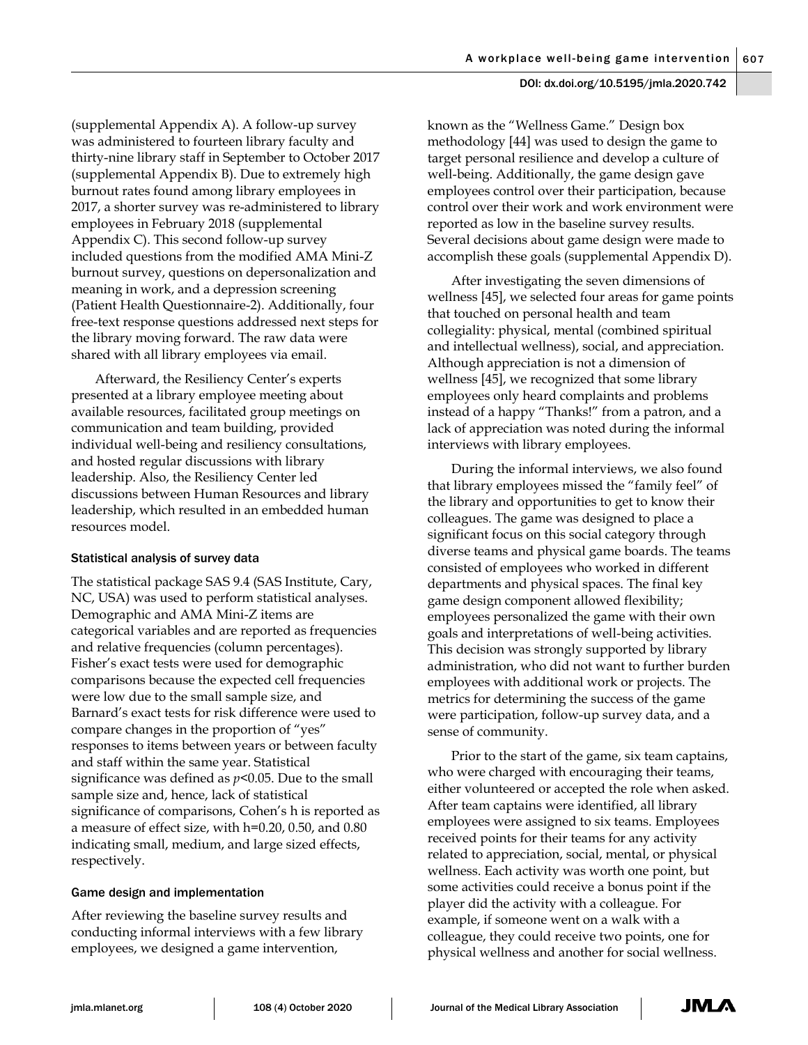(supplemental Appendix A). A follow-up survey was administered to fourteen library faculty and thirty-nine library staff in September to October 2017 (supplemental Appendix B). Due to extremely high burnout rates found among library employees in 2017, a shorter survey was re-administered to library employees in February 2018 (supplemental Appendix C). This second follow-up survey included questions from the modified AMA Mini-Z burnout survey, questions on depersonalization and meaning in work, and a depression screening (Patient Health Questionnaire-2). Additionally, four free-text response questions addressed next steps for the library moving forward. The raw data were shared with all library employees via email.

Afterward, the Resiliency Center's experts presented at a library employee meeting about available resources, facilitated group meetings on communication and team building, provided individual well-being and resiliency consultations, and hosted regular discussions with library leadership. Also, the Resiliency Center led discussions between Human Resources and library leadership, which resulted in an embedded human resources model.

### Statistical analysis of survey data

The statistical package SAS 9.4 (SAS Institute, Cary, NC, USA) was used to perform statistical analyses. Demographic and AMA Mini-Z items are categorical variables and are reported as frequencies and relative frequencies (column percentages). Fisher's exact tests were used for demographic comparisons because the expected cell frequencies were low due to the small sample size, and Barnard's exact tests for risk difference were used to compare changes in the proportion of "yes" responses to items between years or between faculty and staff within the same year. Statistical significance was defined as $p<0.05$. Due to the small sample size and, hence, lack of statistical significance of comparisons, Cohen's h is reported as a measure of effect size, with h=0.20, 0.50, and 0.80 indicating small, medium, and large sized effects, respectively.

### Game design and implementation

After reviewing the baseline survey results and conducting informal interviews with a few library employees, we designed a game intervention, known as the "Wellness Game." Design box methodology [44] was used to design the game to target personal resilience and develop a culture of well-being. Additionally, the game design gave employees control over their participation, because control over their work and work environment were reported as low in the baseline survey results. Several decisions about game design were made to accomplish these goals (supplemental Appendix D).

After investigating the seven dimensions of wellness [45], we selected four areas for game points that touched on personal health and team collegiality: physical, mental (combined spiritual and intellectual wellness), social, and appreciation. Although appreciation is not a dimension of wellness [45], we recognized that some library employees only heard complaints and problems instead of a happy "Thanks!" from a patron, and a lack of appreciation was noted during the informal interviews with library employees.

During the informal interviews, we also found that library employees missed the "family feel" of the library and opportunities to get to know their colleagues. The game was designed to place a significant focus on this social category through diverse teams and physical game boards. The teams consisted of employees who worked in different departments and physical spaces. The final key game design component allowed flexibility; employees personalized the game with their own goals and interpretations of well-being activities. This decision was strongly supported by library administration, who did not want to further burden employees with additional work or projects. The metrics for determining the success of the game were participation, follow-up survey data, and a sense of community.

Prior to the start of the game, six team captains, who were charged with encouraging their teams, either volunteered or accepted the role when asked. After team captains were identified, all library employees were assigned to six teams. Employees received points for their teams for any activity related to appreciation, social, mental, or physical wellness. Each activity was worth one point, but some activities could receive a bonus point if the player did the activity with a colleague. For example, if someone went on a walk with a colleague, they could receive two points, one for physical wellness and another for social wellness.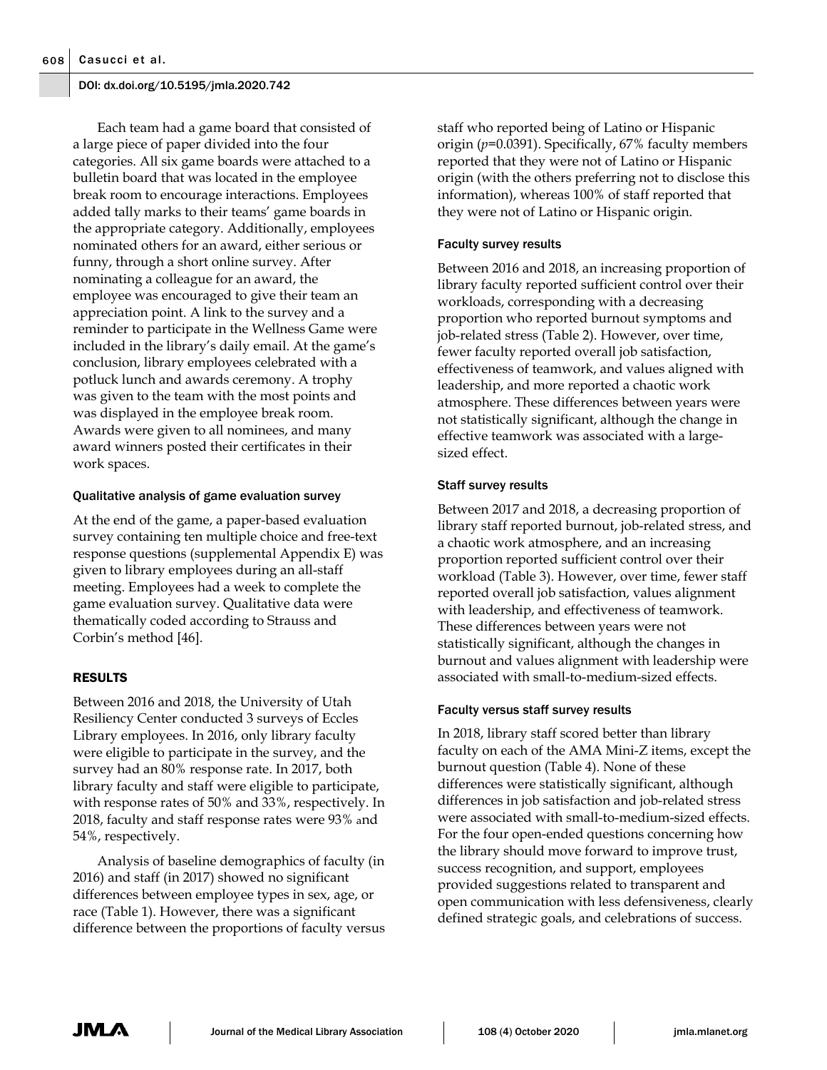Each team had a game board that consisted of a large piece of paper divided into the four categories. All six game boards were attached to a bulletin board that was located in the employee break room to encourage interactions. Employees added tally marks to their teams' game boards in the appropriate category. Additionally, employees nominated others for an award, either serious or funny, through a short online survey. After nominating a colleague for an award, the employee was encouraged to give their team an appreciation point. A link to the survey and a reminder to participate in the Wellness Game were included in the library's daily email. At the game's conclusion, library employees celebrated with a potluck lunch and awards ceremony. A trophy was given to the team with the most points and was displayed in the employee break room. Awards were given to all nominees, and many award winners posted their certificates in their work spaces.

#### Qualitative analysis of game evaluation survey

At the end of the game, a paper-based evaluation survey containing ten multiple choice and free-text response questions (supplemental Appendix E) was given to library employees during an all-staff meeting. Employees had a week to complete the game evaluation survey. Qualitative data were thematically coded according to Strauss and Corbin's method [46].

## RESULTS

Between 2016 and 2018, the University of Utah Resiliency Center conducted 3 surveys of Eccles Library employees. In 2016, only library faculty were eligible to participate in the survey, and the survey had an 80% response rate. In 2017, both library faculty and staff were eligible to participate, with response rates of 50% and 33%, respectively. In 2018, faculty and staff response rates were 93% and 54%, respectively.

Analysis of baseline demographics of faculty (in 2016) and staff (in 2017) showed no significant differences between employee types in sex, age, or race (Table 1). However, there was a significant difference between the proportions of faculty versus staff who reported being of Latino or Hispanic origin ($p$=0.0391). Specifically, 67% faculty members reported that they were not of Latino or Hispanic origin (with the others preferring not to disclose this information), whereas 100% of staff reported that they were not of Latino or Hispanic origin.

#### Faculty survey results

Between 2016 and 2018, an increasing proportion of library faculty reported sufficient control over their workloads, corresponding with a decreasing proportion who reported burnout symptoms and job-related stress (Table 2). However, over time, fewer faculty reported overall job satisfaction, effectiveness of teamwork, and values aligned with leadership, and more reported a chaotic work atmosphere. These differences between years were not statistically significant, although the change in effective teamwork was associated with a large-sized effect.

#### Staff survey results

Between 2017 and 2018, a decreasing proportion of library staff reported burnout, job-related stress, and a chaotic work atmosphere, and an increasing proportion reported sufficient control over their workload (Table 3). However, over time, fewer staff reported overall job satisfaction, values alignment with leadership, and effectiveness of teamwork. These differences between years were not statistically significant, although the changes in burnout and values alignment with leadership were associated with small-to-medium-sized effects.

#### Faculty versus staff survey results

In 2018, library staff scored better than library faculty on each of the AMA Mini-Z items, except the burnout question (Table 4). None of these differences were statistically significant, although differences in job satisfaction and job-related stress were associated with small-to-medium-sized effects. For the four open-ended questions concerning how the library should move forward to improve trust, success recognition, and support, employees provided suggestions related to transparent and open communication with less defensiveness, clearly defined strategic goals, and celebrations of success.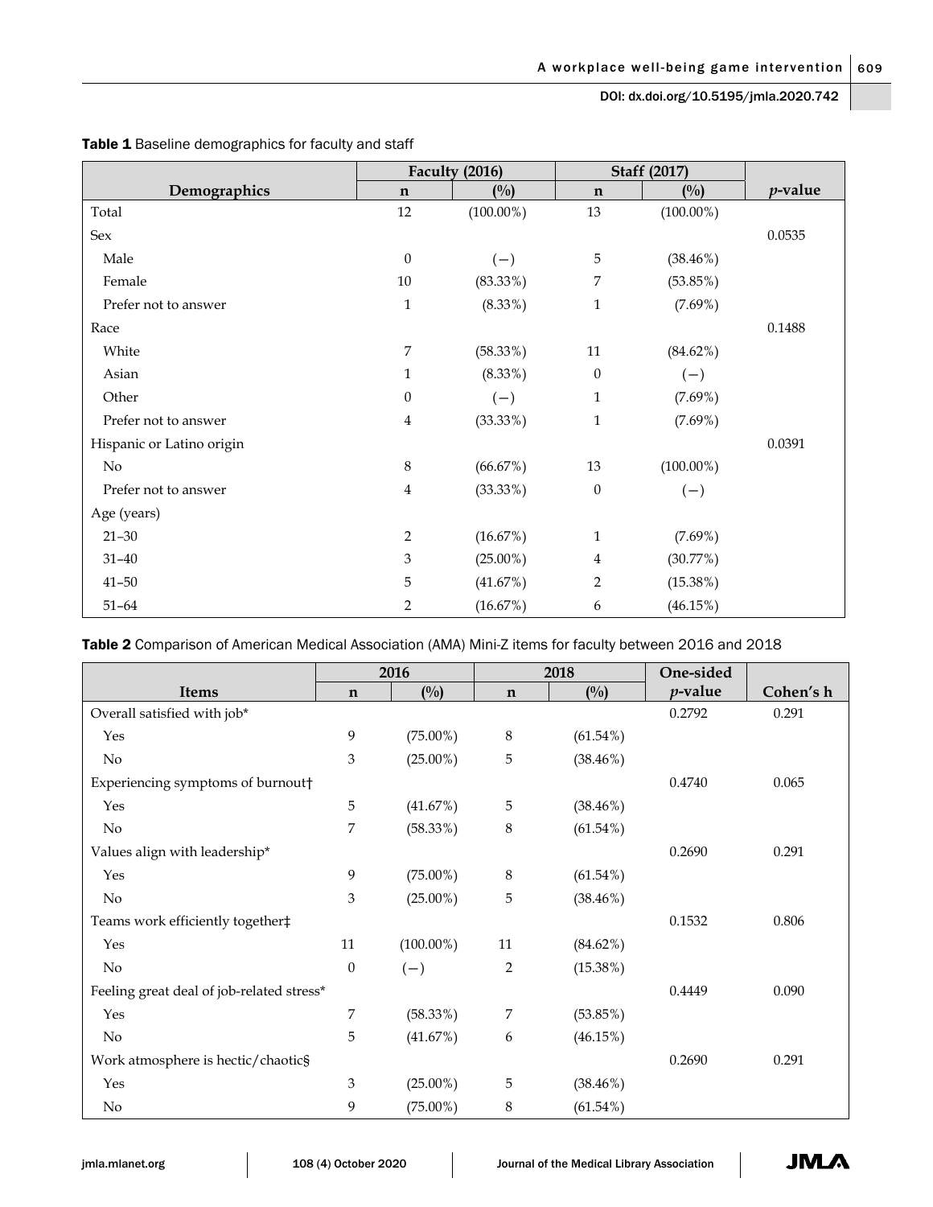**Table 1** Baseline demographics for faculty and staff

| Demographics | Faculty (2016) | | Staff (2017) | | *p*-value |
|---|---|---|---|---|---|
| | n | (%) | n | (%) | |
| Total | 12 | (100.00%) | 13 | (100.00%) | |
| Sex | | | | | 0.0535 |
| Male | 0 | (−) | 5 | (38.46%) | |
| Female | 10 | (83.33%) | 7 | (53.85%) | |
| Prefer not to answer | 1 | (8.33%) | 1 | (7.69%) | |
| Race | | | | | 0.1488 |
| White | 7 | (58.33%) | 11 | (84.62%) | |
| Asian | 1 | (8.33%) | 0 | (−) | |
| Other | 0 | (−) | 1 | (7.69%) | |
| Prefer not to answer | 4 | (33.33%) | 1 | (7.69%) | |
| Hispanic or Latino origin | | | | | 0.0391 |
| No | 8 | (66.67%) | 13 | (100.00%) | |
| Prefer not to answer | 4 | (33.33%) | 0 | (−) | |
| Age (years) | | | | | |
| 21–30 | 2 | (16.67%) | 1 | (7.69%) | |
| 31–40 | 3 | (25.00%) | 4 | (30.77%) | |
| 41–50 | 5 | (41.67%) | 2 | (15.38%) | |
| 51–64 | 2 | (16.67%) | 6 | (46.15%) | |

**Table 2** Comparison of American Medical Association (AMA) Mini-Z items for faculty between 2016 and 2018

| Items | 2016 | | 2018 | | One-sided *p*-value | Cohen's h |
|---|---|---|---|---|---|---|
| | n | (%) | n | (%) | | |
| Overall satisfied with job* | | | | | 0.2792 | 0.291 |
| Yes | 9 | (75.00%) | 8 | (61.54%) | | |
| No | 3 | (25.00%) | 5 | (38.46%) | | |
| Experiencing symptoms of burnout† | | | | | 0.4740 | 0.065 |
| Yes | 5 | (41.67%) | 5 | (38.46%) | | |
| No | 7 | (58.33%) | 8 | (61.54%) | | |
| Values align with leadership* | | | | | 0.2690 | 0.291 |
| Yes | 9 | (75.00%) | 8 | (61.54%) | | |
| No | 3 | (25.00%) | 5 | (38.46%) | | |
| Teams work efficiently together‡ | | | | | 0.1532 | 0.806 |
| Yes | 11 | (100.00%) | 11 | (84.62%) | | |
| No | 0 | (−) | 2 | (15.38%) | | |
| Feeling great deal of job-related stress* | | | | | 0.4449 | 0.090 |
| Yes | 7 | (58.33%) | 7 | (53.85%) | | |
| No | 5 | (41.67%) | 6 | (46.15%) | | |
| Work atmosphere is hectic/chaotic§ | | | | | 0.2690 | 0.291 |
| Yes | 3 | (25.00%) | 5 | (38.46%) | | |
| No | 9 | (75.00%) | 8 | (61.54%) | | |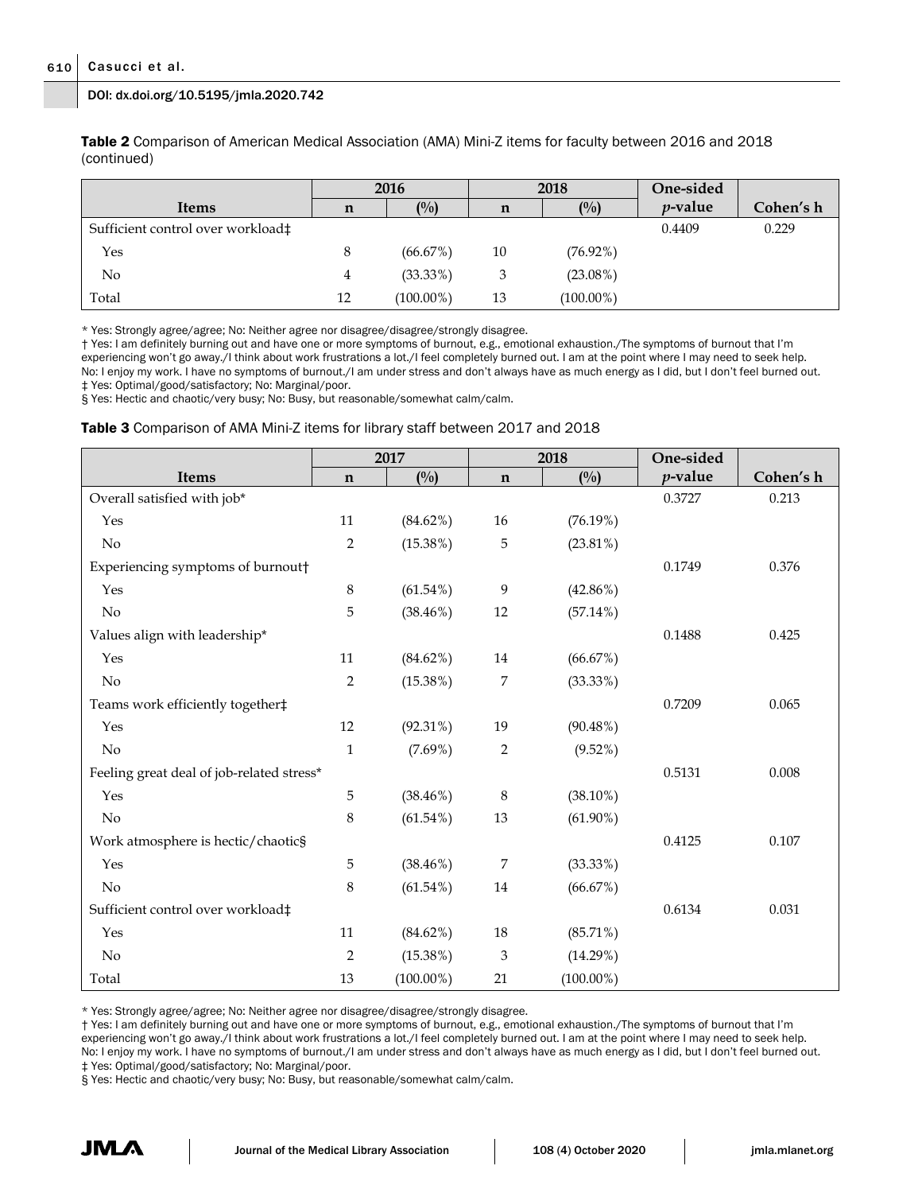**Table 2** Comparison of American Medical Association (AMA) Mini-Z items for faculty between 2016 and 2018 (continued)

| | 2016 | | 2018 | | One-sided | |
|---|---|---|---|---|---|---|
| **Items** | **n** | **(%)** | **n** | **(%)** | ***p*-value** | **Cohen's h** |
| Sufficient control over workload‡ | | | | | 0.4409 | 0.229 |
| Yes | 8 | (66.67%) | 10 | (76.92%) | | |
| No | 4 | (33.33%) | 3 | (23.08%) | | |
| Total | 12 | (100.00%) | 13 | (100.00%) | | |

* Yes: Strongly agree/agree; No: Neither agree nor disagree/disagree/strongly disagree.
† Yes: I am definitely burning out and have one or more symptoms of burnout, e.g., emotional exhaustion./The symptoms of burnout that I'm experiencing won't go away./I think about work frustrations a lot./I feel completely burned out. I am at the point where I may need to seek help. No: I enjoy my work. I have no symptoms of burnout./I am under stress and don't always have as much energy as I did, but I don't feel burned out.
‡ Yes: Optimal/good/satisfactory; No: Marginal/poor.
§ Yes: Hectic and chaotic/very busy; No: Busy, but reasonable/somewhat calm/calm.

**Table 3** Comparison of AMA Mini-Z items for library staff between 2017 and 2018

| | 2017 | | 2018 | | One-sided | |
|---|---|---|---|---|---|---|
| **Items** | **n** | **(%)** | **n** | **(%)** | ***p*-value** | **Cohen's h** |
| Overall satisfied with job* | | | | | 0.3727 | 0.213 |
| Yes | 11 | (84.62%) | 16 | (76.19%) | | |
| No | 2 | (15.38%) | 5 | (23.81%) | | |
| Experiencing symptoms of burnout† | | | | | 0.1749 | 0.376 |
| Yes | 8 | (61.54%) | 9 | (42.86%) | | |
| No | 5 | (38.46%) | 12 | (57.14%) | | |
| Values align with leadership* | | | | | 0.1488 | 0.425 |
| Yes | 11 | (84.62%) | 14 | (66.67%) | | |
| No | 2 | (15.38%) | 7 | (33.33%) | | |
| Teams work efficiently together‡ | | | | | 0.7209 | 0.065 |
| Yes | 12 | (92.31%) | 19 | (90.48%) | | |
| No | 1 | (7.69%) | 2 | (9.52%) | | |
| Feeling great deal of job-related stress* | | | | | 0.5131 | 0.008 |
| Yes | 5 | (38.46%) | 8 | (38.10%) | | |
| No | 8 | (61.54%) | 13 | (61.90%) | | |
| Work atmosphere is hectic/chaotic§ | | | | | 0.4125 | 0.107 |
| Yes | 5 | (38.46%) | 7 | (33.33%) | | |
| No | 8 | (61.54%) | 14 | (66.67%) | | |
| Sufficient control over workload‡ | | | | | 0.6134 | 0.031 |
| Yes | 11 | (84.62%) | 18 | (85.71%) | | |
| No | 2 | (15.38%) | 3 | (14.29%) | | |
| Total | 13 | (100.00%) | 21 | (100.00%) | | |

* Yes: Strongly agree/agree; No: Neither agree nor disagree/disagree/strongly disagree.
† Yes: I am definitely burning out and have one or more symptoms of burnout, e.g., emotional exhaustion./The symptoms of burnout that I'm experiencing won't go away./I think about work frustrations a lot./I feel completely burned out. I am at the point where I may need to seek help. No: I enjoy my work. I have no symptoms of burnout./I am under stress and don't always have as much energy as I did, but I don't feel burned out.
‡ Yes: Optimal/good/satisfactory; No: Marginal/poor.
§ Yes: Hectic and chaotic/very busy; No: Busy, but reasonable/somewhat calm/calm.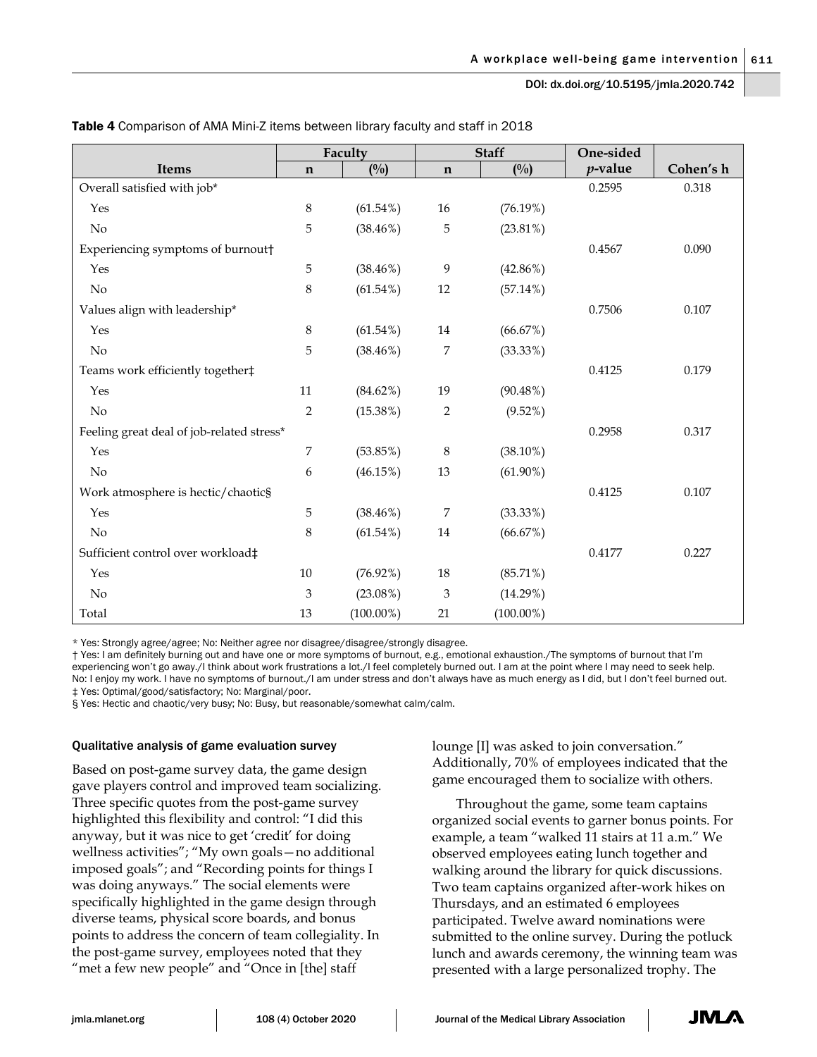**Table 4** Comparison of AMA Mini-Z items between library faculty and staff in 2018

| Items | Faculty | | Staff | | One-sided | |
|---|---|---|---|---|---|---|
| | n | (%) | n | (%) | *p*-value | Cohen's h |
| Overall satisfied with job* | | | | | 0.2595 | 0.318 |
| Yes | 8 | (61.54%) | 16 | (76.19%) | | |
| No | 5 | (38.46%) | 5 | (23.81%) | | |
| Experiencing symptoms of burnout† | | | | | 0.4567 | 0.090 |
| Yes | 5 | (38.46%) | 9 | (42.86%) | | |
| No | 8 | (61.54%) | 12 | (57.14%) | | |
| Values align with leadership* | | | | | 0.7506 | 0.107 |
| Yes | 8 | (61.54%) | 14 | (66.67%) | | |
| No | 5 | (38.46%) | 7 | (33.33%) | | |
| Teams work efficiently together‡ | | | | | 0.4125 | 0.179 |
| Yes | 11 | (84.62%) | 19 | (90.48%) | | |
| No | 2 | (15.38%) | 2 | (9.52%) | | |
| Feeling great deal of job-related stress* | | | | | 0.2958 | 0.317 |
| Yes | 7 | (53.85%) | 8 | (38.10%) | | |
| No | 6 | (46.15%) | 13 | (61.90%) | | |
| Work atmosphere is hectic/chaotic§ | | | | | 0.4125 | 0.107 |
| Yes | 5 | (38.46%) | 7 | (33.33%) | | |
| No | 8 | (61.54%) | 14 | (66.67%) | | |
| Sufficient control over workload‡ | | | | | 0.4177 | 0.227 |
| Yes | 10 | (76.92%) | 18 | (85.71%) | | |
| No | 3 | (23.08%) | 3 | (14.29%) | | |
| Total | 13 | (100.00%) | 21 | (100.00%) | | |

\* Yes: Strongly agree/agree; No: Neither agree nor disagree/disagree/strongly disagree.
† Yes: I am definitely burning out and have one or more symptoms of burnout, e.g., emotional exhaustion./The symptoms of burnout that I'm experiencing won't go away./I think about work frustrations a lot./I feel completely burned out. I am at the point where I may need to seek help. No: I enjoy my work. I have no symptoms of burnout./I am under stress and don't always have as much energy as I did, but I don't feel burned out.
‡ Yes: Optimal/good/satisfactory; No: Marginal/poor.
§ Yes: Hectic and chaotic/very busy; No: Busy, but reasonable/somewhat calm/calm.

#### Qualitative analysis of game evaluation survey

Based on post-game survey data, the game design gave players control and improved team socializing. Three specific quotes from the post-game survey highlighted this flexibility and control: "I did this anyway, but it was nice to get 'credit' for doing wellness activities"; "My own goals—no additional imposed goals"; and "Recording points for things I was doing anyways." The social elements were specifically highlighted in the game design through diverse teams, physical score boards, and bonus points to address the concern of team collegiality. In the post-game survey, employees noted that they "met a few new people" and "Once in [the] staff lounge [I] was asked to join conversation." Additionally, 70% of employees indicated that the game encouraged them to socialize with others.

Throughout the game, some team captains organized social events to garner bonus points. For example, a team "walked 11 stairs at 11 a.m." We observed employees eating lunch together and walking around the library for quick discussions. Two team captains organized after-work hikes on Thursdays, and an estimated 6 employees participated. Twelve award nominations were submitted to the online survey. During the potluck lunch and awards ceremony, the winning team was presented with a large personalized trophy. The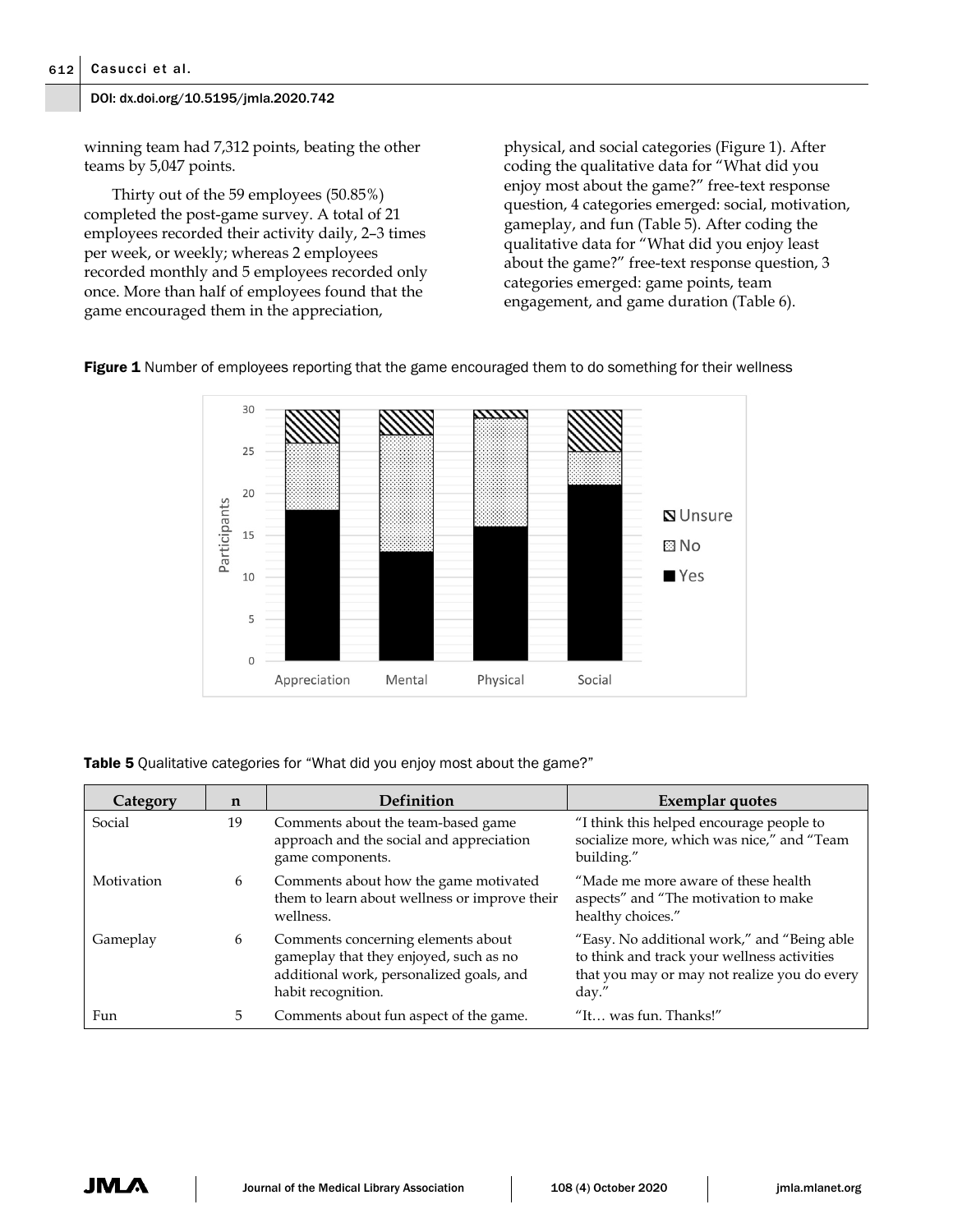winning team had 7,312 points, beating the other teams by 5,047 points.

Thirty out of the 59 employees (50.85%) completed the post-game survey. A total of 21 employees recorded their activity daily, 2–3 times per week, or weekly; whereas 2 employees recorded monthly and 5 employees recorded only once. More than half of employees found that the game encouraged them in the appreciation, physical, and social categories (Figure 1). After coding the qualitative data for "What did you enjoy most about the game?" free-text response question, 4 categories emerged: social, motivation, gameplay, and fun (Table 5). After coding the qualitative data for "What did you enjoy least about the game?" free-text response question, 3 categories emerged: game points, team engagement, and game duration (Table 6).

**Figure 1** Number of employees reporting that the game encouraged them to do something for their wellness

**Table 5** Qualitative categories for "What did you enjoy most about the game?"

| Category | n | Definition | Exemplar quotes |
|---|---|---|---|
| Social | 19 | Comments about the team-based game approach and the social and appreciation game components. | "I think this helped encourage people to socialize more, which was nice," and "Team building." |
| Motivation | 6 | Comments about how the game motivated them to learn about wellness or improve their wellness. | "Made me more aware of these health aspects" and "The motivation to make healthy choices." |
| Gameplay | 6 | Comments concerning elements about gameplay that they enjoyed, such as no additional work, personalized goals, and habit recognition. | "Easy. No additional work," and "Being able to think and track your wellness activities that you may or may not realize you do every day." |
| Fun | 5 | Comments about fun aspect of the game. | "It… was fun. Thanks!" |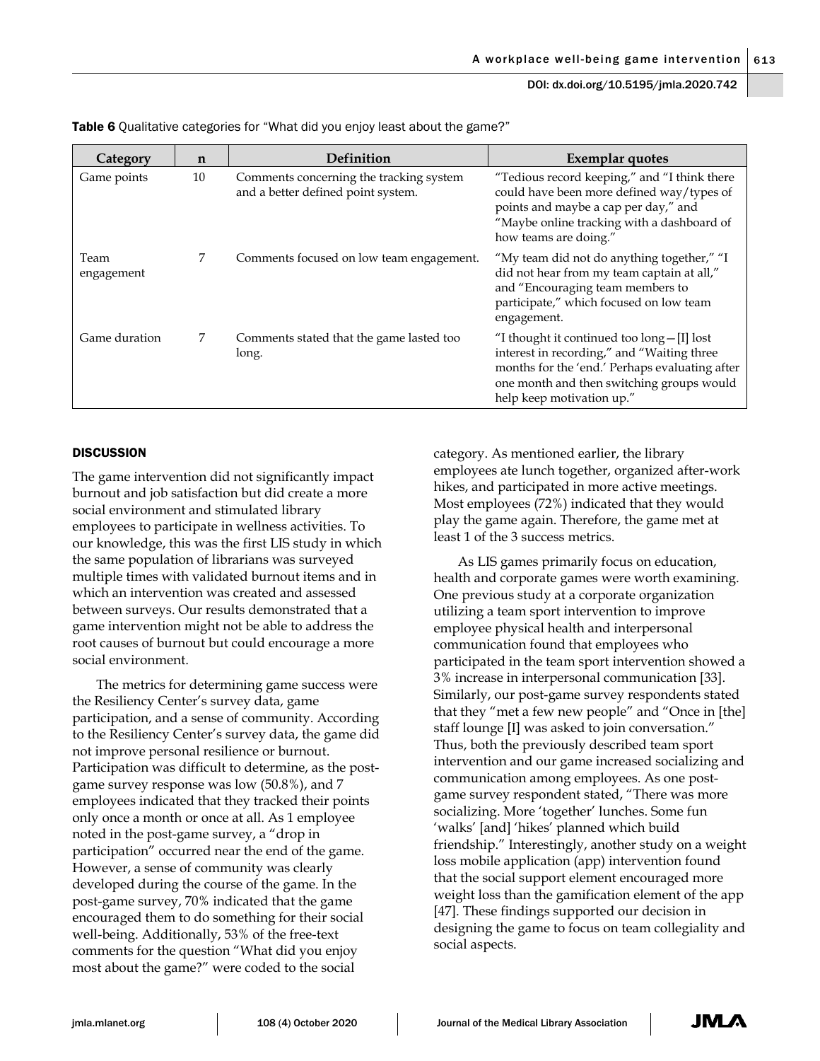**Table 6** Qualitative categories for "What did you enjoy least about the game?"

| Category | n | Definition | Exemplar quotes |
|---|---|---|---|
| Game points | 10 | Comments concerning the tracking system and a better defined point system. | "Tedious record keeping," and "I think there could have been more defined way/types of points and maybe a cap per day," and "Maybe online tracking with a dashboard of how teams are doing." |
| Team engagement | 7 | Comments focused on low team engagement. | "My team did not do anything together," "I did not hear from my team captain at all," and "Encouraging team members to participate," which focused on low team engagement. |
| Game duration | 7 | Comments stated that the game lasted too long. | "I thought it continued too long—[I] lost interest in recording," and "Waiting three months for the 'end.' Perhaps evaluating after one month and then switching groups would help keep motivation up." |

## DISCUSSION

The game intervention did not significantly impact burnout and job satisfaction but did create a more social environment and stimulated library employees to participate in wellness activities. To our knowledge, this was the first LIS study in which the same population of librarians was surveyed multiple times with validated burnout items and in which an intervention was created and assessed between surveys. Our results demonstrated that a game intervention might not be able to address the root causes of burnout but could encourage a more social environment.

The metrics for determining game success were the Resiliency Center's survey data, game participation, and a sense of community. According to the Resiliency Center's survey data, the game did not improve personal resilience or burnout. Participation was difficult to determine, as the post-game survey response was low (50.8%), and 7 employees indicated that they tracked their points only once a month or once at all. As 1 employee noted in the post-game survey, a "drop in participation" occurred near the end of the game. However, a sense of community was clearly developed during the course of the game. In the post-game survey, 70% indicated that the game encouraged them to do something for their social well-being. Additionally, 53% of the free-text comments for the question "What did you enjoy most about the game?" were coded to the social category. As mentioned earlier, the library employees ate lunch together, organized after-work hikes, and participated in more active meetings. Most employees (72%) indicated that they would play the game again. Therefore, the game met at least 1 of the 3 success metrics.

As LIS games primarily focus on education, health and corporate games were worth examining. One previous study at a corporate organization utilizing a team sport intervention to improve employee physical health and interpersonal communication found that employees who participated in the team sport intervention showed a 3% increase in interpersonal communication [33]. Similarly, our post-game survey respondents stated that they "met a few new people" and "Once in [the] staff lounge [I] was asked to join conversation." Thus, both the previously described team sport intervention and our game increased socializing and communication among employees. As one post-game survey respondent stated, "There was more socializing. More 'together' lunches. Some fun 'walks' [and] 'hikes' planned which build friendship." Interestingly, another study on a weight loss mobile application (app) intervention found that the social support element encouraged more weight loss than the gamification element of the app [47]. These findings supported our decision in designing the game to focus on team collegiality and social aspects.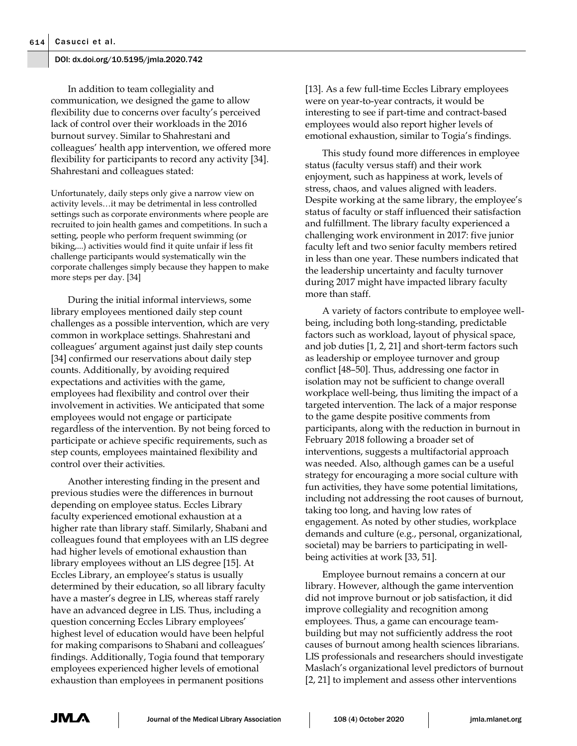In addition to team collegiality and communication, we designed the game to allow flexibility due to concerns over faculty's perceived lack of control over their workloads in the 2016 burnout survey. Similar to Shahrestani and colleagues' health app intervention, we offered more flexibility for participants to record any activity [34]. Shahrestani and colleagues stated:

> Unfortunately, daily steps only give a narrow view on activity levels…it may be detrimental in less controlled settings such as corporate environments where people are recruited to join health games and competitions. In such a setting, people who perform frequent swimming (or biking,...) activities would find it quite unfair if less fit challenge participants would systematically win the corporate challenges simply because they happen to make more steps per day. [34]

During the initial informal interviews, some library employees mentioned daily step count challenges as a possible intervention, which are very common in workplace settings. Shahrestani and colleagues' argument against just daily step counts [34] confirmed our reservations about daily step counts. Additionally, by avoiding required expectations and activities with the game, employees had flexibility and control over their involvement in activities. We anticipated that some employees would not engage or participate regardless of the intervention. By not being forced to participate or achieve specific requirements, such as step counts, employees maintained flexibility and control over their activities.

Another interesting finding in the present and previous studies were the differences in burnout depending on employee status. Eccles Library faculty experienced emotional exhaustion at a higher rate than library staff. Similarly, Shabani and colleagues found that employees with an LIS degree had higher levels of emotional exhaustion than library employees without an LIS degree [15]. At Eccles Library, an employee's status is usually determined by their education, so all library faculty have a master's degree in LIS, whereas staff rarely have an advanced degree in LIS. Thus, including a question concerning Eccles Library employees' highest level of education would have been helpful for making comparisons to Shabani and colleagues' findings. Additionally, Togia found that temporary employees experienced higher levels of emotional exhaustion than employees in permanent positions [13]. As a few full-time Eccles Library employees were on year-to-year contracts, it would be interesting to see if part-time and contract-based employees would also report higher levels of emotional exhaustion, similar to Togia's findings.

This study found more differences in employee status (faculty versus staff) and their work enjoyment, such as happiness at work, levels of stress, chaos, and values aligned with leaders. Despite working at the same library, the employee's status of faculty or staff influenced their satisfaction and fulfillment. The library faculty experienced a challenging work environment in 2017: five junior faculty left and two senior faculty members retired in less than one year. These numbers indicated that the leadership uncertainty and faculty turnover during 2017 might have impacted library faculty more than staff.

A variety of factors contribute to employee well-being, including both long-standing, predictable factors such as workload, layout of physical space, and job duties [1, 2, 21] and short-term factors such as leadership or employee turnover and group conflict [48–50]. Thus, addressing one factor in isolation may not be sufficient to change overall workplace well-being, thus limiting the impact of a targeted intervention. The lack of a major response to the game despite positive comments from participants, along with the reduction in burnout in February 2018 following a broader set of interventions, suggests a multifactorial approach was needed. Also, although games can be a useful strategy for encouraging a more social culture with fun activities, they have some potential limitations, including not addressing the root causes of burnout, taking too long, and having low rates of engagement. As noted by other studies, workplace demands and culture (e.g., personal, organizational, societal) may be barriers to participating in well-being activities at work [33, 51].

Employee burnout remains a concern at our library. However, although the game intervention did not improve burnout or job satisfaction, it did improve collegiality and recognition among employees. Thus, a game can encourage team-building but may not sufficiently address the root causes of burnout among health sciences librarians. LIS professionals and researchers should investigate Maslach's organizational level predictors of burnout [2, 21] to implement and assess other interventions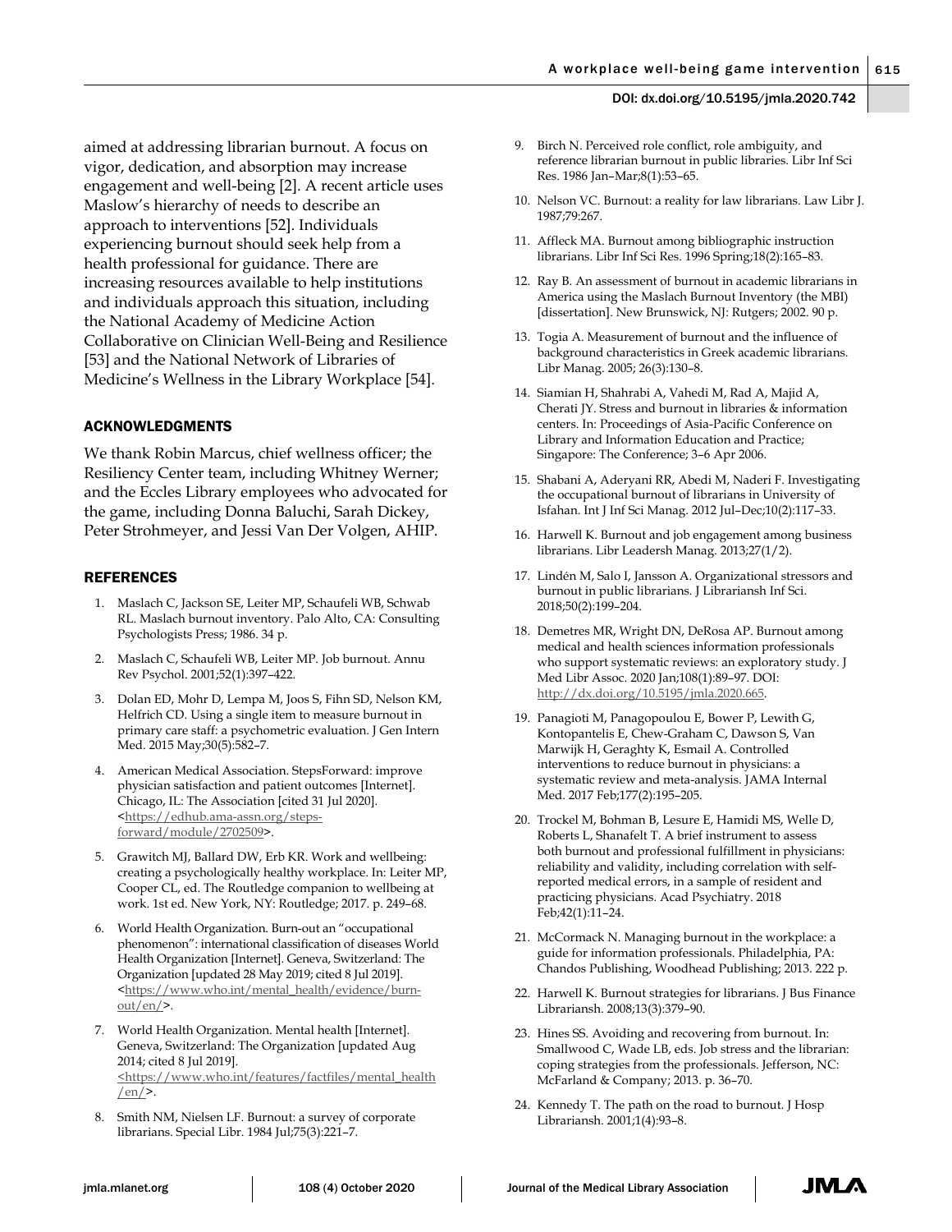aimed at addressing librarian burnout. A focus on vigor, dedication, and absorption may increase engagement and well-being [2]. A recent article uses Maslow's hierarchy of needs to describe an approach to interventions [52]. Individuals experiencing burnout should seek help from a health professional for guidance. There are increasing resources available to help institutions and individuals approach this situation, including the National Academy of Medicine Action Collaborative on Clinician Well-Being and Resilience [53] and the National Network of Libraries of Medicine's Wellness in the Library Workplace [54].

## ACKNOWLEDGMENTS

We thank Robin Marcus, chief wellness officer; the Resiliency Center team, including Whitney Werner; and the Eccles Library employees who advocated for the game, including Donna Baluchi, Sarah Dickey, Peter Strohmeyer, and Jessi Van Der Volgen, AHIP.

## REFERENCES

1. Maslach C, Jackson SE, Leiter MP, Schaufeli WB, Schwab RL. Maslach burnout inventory. Palo Alto, CA: Consulting Psychologists Press; 1986. 34 p.
2. Maslach C, Schaufeli WB, Leiter MP. Job burnout. Annu Rev Psychol. 2001;52(1):397–422.
3. Dolan ED, Mohr D, Lempa M, Joos S, Fihn SD, Nelson KM, Helfrich CD. Using a single item to measure burnout in primary care staff: a psychometric evaluation. J Gen Intern Med. 2015 May;30(5):582–7.
4. American Medical Association. StepsForward: improve physician satisfaction and patient outcomes [Internet]. Chicago, IL: The Association [cited 31 Jul 2020]. <https://edhub.ama-assn.org/steps-forward/module/2702509>.
5. Grawitch MJ, Ballard DW, Erb KR. Work and wellbeing: creating a psychologically healthy workplace. In: Leiter MP, Cooper CL, ed. The Routledge companion to wellbeing at work. 1st ed. New York, NY: Routledge; 2017. p. 249–68.
6. World Health Organization. Burn-out an "occupational phenomenon": international classification of diseases World Health Organization [Internet]. Geneva, Switzerland: The Organization [updated 28 May 2019; cited 8 Jul 2019]. <https://www.who.int/mental_health/evidence/burn-out/en/>.
7. World Health Organization. Mental health [Internet]. Geneva, Switzerland: The Organization [updated Aug 2014; cited 8 Jul 2019]. <https://www.who.int/features/factfiles/mental_health/en/>.
8. Smith NM, Nielsen LF. Burnout: a survey of corporate librarians. Special Libr. 1984 Jul;75(3):221–7.
9. Birch N. Perceived role conflict, role ambiguity, and reference librarian burnout in public libraries. Libr Inf Sci Res. 1986 Jan–Mar;8(1):53–65.
10. Nelson VC. Burnout: a reality for law librarians. Law Libr J. 1987;79:267.
11. Affleck MA. Burnout among bibliographic instruction librarians. Libr Inf Sci Res. 1996 Spring;18(2):165–83.
12. Ray B. An assessment of burnout in academic librarians in America using the Maslach Burnout Inventory (the MBI) [dissertation]. New Brunswick, NJ: Rutgers; 2002. 90 p.
13. Togia A. Measurement of burnout and the influence of background characteristics in Greek academic librarians. Libr Manag. 2005; 26(3):130–8.
14. Siamian H, Shahrabi A, Vahedi M, Rad A, Majid A, Cherati JY. Stress and burnout in libraries & information centers. In: Proceedings of Asia-Pacific Conference on Library and Information Education and Practice; Singapore: The Conference; 3–6 Apr 2006.
15. Shabani A, Aderyani RR, Abedi M, Naderi F. Investigating the occupational burnout of librarians in University of Isfahan. Int J Inf Sci Manag. 2012 Jul–Dec;10(2):117–33.
16. Harwell K. Burnout and job engagement among business librarians. Libr Leadersh Manag. 2013;27(1/2).
17. Lindén M, Salo I, Jansson A. Organizational stressors and burnout in public librarians. J Librariansh Inf Sci. 2018;50(2):199–204.
18. Demetres MR, Wright DN, DeRosa AP. Burnout among medical and health sciences information professionals who support systematic reviews: an exploratory study. J Med Libr Assoc. 2020 Jan;108(1):89–97. DOI: http://dx.doi.org/10.5195/jmla.2020.665.
19. Panagioti M, Panagopoulou E, Bower P, Lewith G, Kontopantelis E, Chew-Graham C, Dawson S, Van Marwijk H, Geraghty K, Esmail A. Controlled interventions to reduce burnout in physicians: a systematic review and meta-analysis. JAMA Internal Med. 2017 Feb;177(2):195–205.
20. Trockel M, Bohman B, Lesure E, Hamidi MS, Welle D, Roberts L, Shanafelt T. A brief instrument to assess both burnout and professional fulfillment in physicians: reliability and validity, including correlation with self-reported medical errors, in a sample of resident and practicing physicians. Acad Psychiatry. 2018 Feb;42(1):11–24.
21. McCormack N. Managing burnout in the workplace: a guide for information professionals. Philadelphia, PA: Chandos Publishing, Woodhead Publishing; 2013. 222 p.
22. Harwell K. Burnout strategies for librarians. J Bus Finance Librariansh. 2008;13(3):379–90.
23. Hines SS. Avoiding and recovering from burnout. In: Smallwood C, Wade LB, eds. Job stress and the librarian: coping strategies from the professionals. Jefferson, NC: McFarland & Company; 2013. p. 36–70.
24. Kennedy T. The path on the road to burnout. J Hosp Librariansh. 2001;1(4):93–8.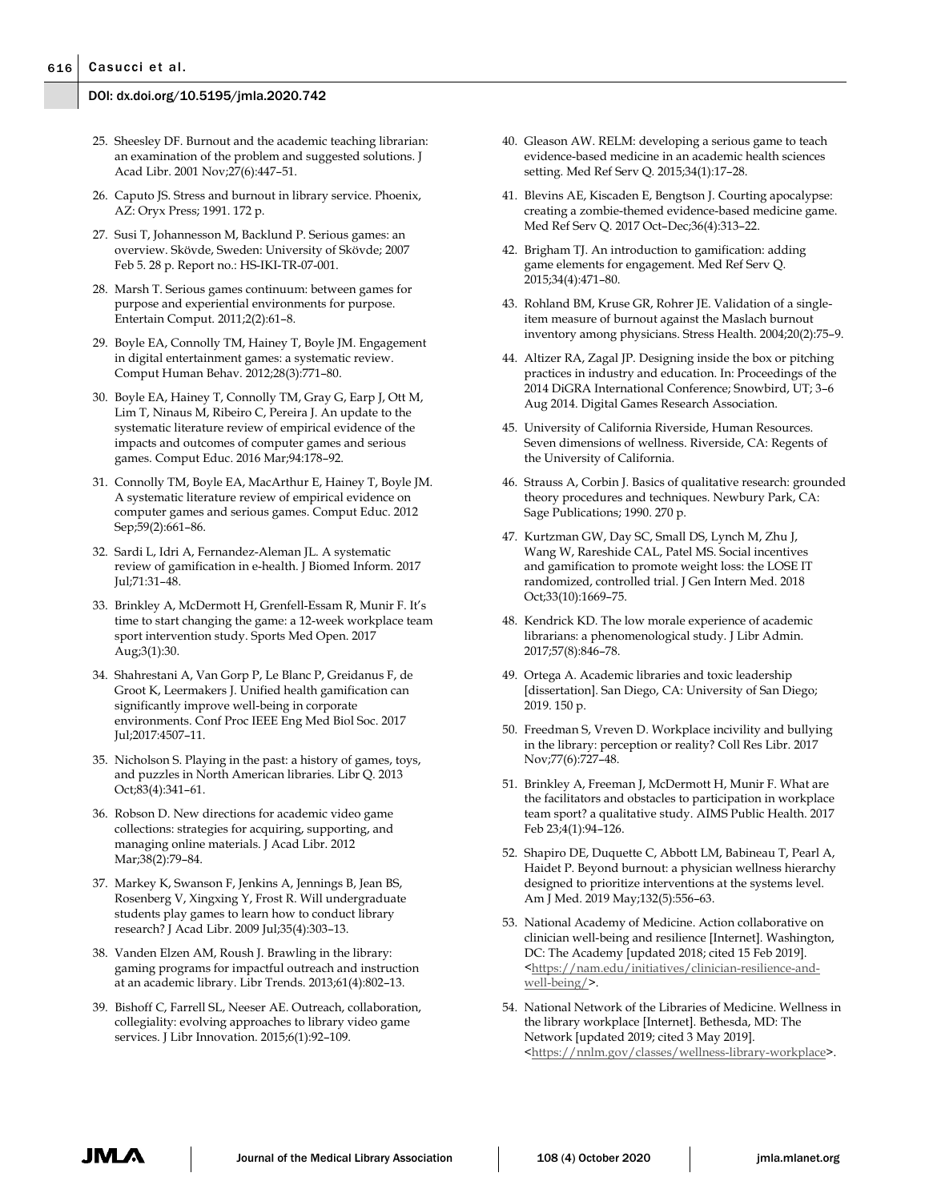25. Sheesley DF. Burnout and the academic teaching librarian: an examination of the problem and suggested solutions. J Acad Libr. 2001 Nov;27(6):447–51.
26. Caputo JS. Stress and burnout in library service. Phoenix, AZ: Oryx Press; 1991. 172 p.
27. Susi T, Johannesson M, Backlund P. Serious games: an overview. Skövde, Sweden: University of Skövde; 2007 Feb 5. 28 p. Report no.: HS-IKI-TR-07-001.
28. Marsh T. Serious games continuum: between games for purpose and experiential environments for purpose. Entertain Comput. 2011;2(2):61–8.
29. Boyle EA, Connolly TM, Hainey T, Boyle JM. Engagement in digital entertainment games: a systematic review. Comput Human Behav. 2012;28(3):771–80.
30. Boyle EA, Hainey T, Connolly TM, Gray G, Earp J, Ott M, Lim T, Ninaus M, Ribeiro C, Pereira J. An update to the systematic literature review of empirical evidence of the impacts and outcomes of computer games and serious games. Comput Educ. 2016 Mar;94:178–92.
31. Connolly TM, Boyle EA, MacArthur E, Hainey T, Boyle JM. A systematic literature review of empirical evidence on computer games and serious games. Comput Educ. 2012 Sep;59(2):661–86.
32. Sardi L, Idri A, Fernandez-Aleman JL. A systematic review of gamification in e-health. J Biomed Inform. 2017 Jul;71:31–48.
33. Brinkley A, McDermott H, Grenfell-Essam R, Munir F. It's time to start changing the game: a 12-week workplace team sport intervention study. Sports Med Open. 2017 Aug;3(1):30.
34. Shahrestani A, Van Gorp P, Le Blanc P, Greidanus F, de Groot K, Leermakers J. Unified health gamification can significantly improve well-being in corporate environments. Conf Proc IEEE Eng Med Biol Soc. 2017 Jul;2017:4507–11.
35. Nicholson S. Playing in the past: a history of games, toys, and puzzles in North American libraries. Libr Q. 2013 Oct;83(4):341–61.
36. Robson D. New directions for academic video game collections: strategies for acquiring, supporting, and managing online materials. J Acad Libr. 2012 Mar;38(2):79–84.
37. Markey K, Swanson F, Jenkins A, Jennings B, Jean BS, Rosenberg V, Xingxing Y, Frost R. Will undergraduate students play games to learn how to conduct library research? J Acad Libr. 2009 Jul;35(4):303–13.
38. Vanden Elzen AM, Roush J. Brawling in the library: gaming programs for impactful outreach and instruction at an academic library. Libr Trends. 2013;61(4):802–13.
39. Bishoff C, Farrell SL, Neeser AE. Outreach, collaboration, collegiality: evolving approaches to library video game services. J Libr Innovation. 2015;6(1):92–109.
40. Gleason AW. RELM: developing a serious game to teach evidence-based medicine in an academic health sciences setting. Med Ref Serv Q. 2015;34(1):17–28.
41. Blevins AE, Kiscaden E, Bengtson J. Courting apocalypse: creating a zombie-themed evidence-based medicine game. Med Ref Serv Q. 2017 Oct–Dec;36(4):313–22.
42. Brigham TJ. An introduction to gamification: adding game elements for engagement. Med Ref Serv Q. 2015;34(4):471–80.
43. Rohland BM, Kruse GR, Rohrer JE. Validation of a single-item measure of burnout against the Maslach burnout inventory among physicians. Stress Health. 2004;20(2):75–9.
44. Altizer RA, Zagal JP. Designing inside the box or pitching practices in industry and education. In: Proceedings of the 2014 DiGRA International Conference; Snowbird, UT; 3–6 Aug 2014. Digital Games Research Association.
45. University of California Riverside, Human Resources. Seven dimensions of wellness. Riverside, CA: Regents of the University of California.
46. Strauss A, Corbin J. Basics of qualitative research: grounded theory procedures and techniques. Newbury Park, CA: Sage Publications; 1990. 270 p.
47. Kurtzman GW, Day SC, Small DS, Lynch M, Zhu J, Wang W, Rareshide CAL, Patel MS. Social incentives and gamification to promote weight loss: the LOSE IT randomized, controlled trial. J Gen Intern Med. 2018 Oct;33(10):1669–75.
48. Kendrick KD. The low morale experience of academic librarians: a phenomenological study. J Libr Admin. 2017;57(8):846–78.
49. Ortega A. Academic libraries and toxic leadership [dissertation]. San Diego, CA: University of San Diego; 2019. 150 p.
50. Freedman S, Vreven D. Workplace incivility and bullying in the library: perception or reality? Coll Res Libr. 2017 Nov;77(6):727–48.
51. Brinkley A, Freeman J, McDermott H, Munir F. What are the facilitators and obstacles to participation in workplace team sport? a qualitative study. AIMS Public Health. 2017 Feb 23;4(1):94–126.
52. Shapiro DE, Duquette C, Abbott LM, Babineau T, Pearl A, Haidet P. Beyond burnout: a physician wellness hierarchy designed to prioritize interventions at the systems level. Am J Med. 2019 May;132(5):556–63.
53. National Academy of Medicine. Action collaborative on clinician well-being and resilience [Internet]. Washington, DC: The Academy [updated 2018; cited 15 Feb 2019]. <https://nam.edu/initiatives/clinician-resilience-and-well-being/>.
54. National Network of the Libraries of Medicine. Wellness in the library workplace [Internet]. Bethesda, MD: The Network [updated 2019; cited 3 May 2019]. <https://nnlm.gov/classes/wellness-library-workplace>.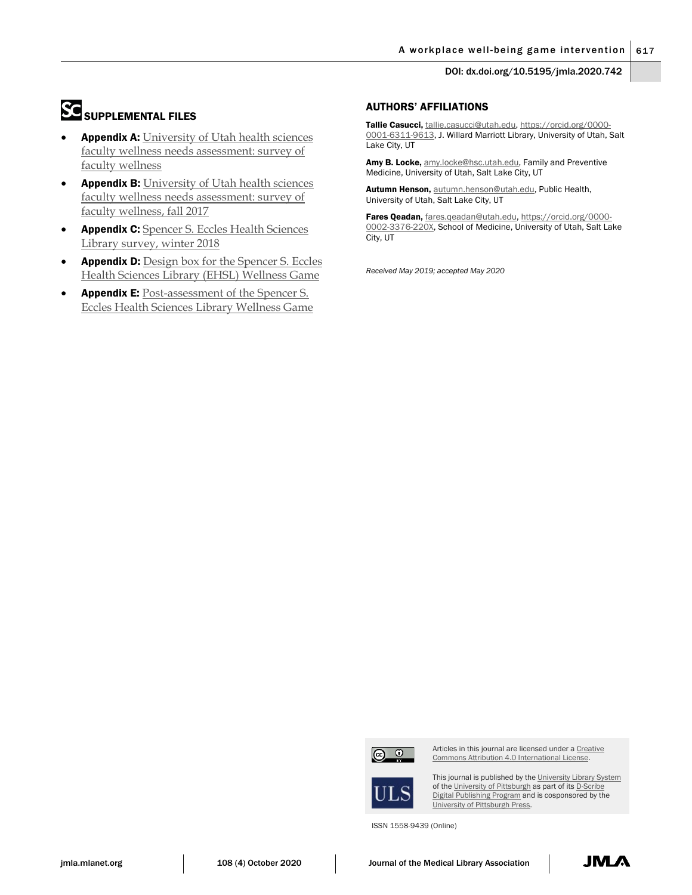## SUPPLEMENTAL FILES

- **Appendix A:** University of Utah health sciences faculty wellness needs assessment: survey of faculty wellness
- **Appendix B:** University of Utah health sciences faculty wellness needs assessment: survey of faculty wellness, fall 2017
- **Appendix C:** Spencer S. Eccles Health Sciences Library survey, winter 2018
- **Appendix D:** Design box for the Spencer S. Eccles Health Sciences Library (EHSL) Wellness Game
- **Appendix E:** Post-assessment of the Spencer S. Eccles Health Sciences Library Wellness Game

## AUTHORS' AFFILIATIONS

**Tallie Casucci,** tallie.casucci@utah.edu, https://orcid.org/0000-0001-6311-9613, J. Willard Marriott Library, University of Utah, Salt Lake City, UT

**Amy B. Locke,** amy.locke@hsc.utah.edu, Family and Preventive Medicine, University of Utah, Salt Lake City, UT

**Autumn Henson,** autumn.henson@utah.edu, Public Health, University of Utah, Salt Lake City, UT

**Fares Qeadan,** fares.qeadan@utah.edu, https://orcid.org/0000-0002-3376-220X, School of Medicine, University of Utah, Salt Lake City, UT

*Received May 2019; accepted May 2020*

Articles in this journal are licensed under a Creative Commons Attribution 4.0 International License.

This journal is published by the University Library System of the University of Pittsburgh as part of its D-Scribe Digital Publishing Program and is cosponsored by the University of Pittsburgh Press.

ISSN 1558-9439 (Online)